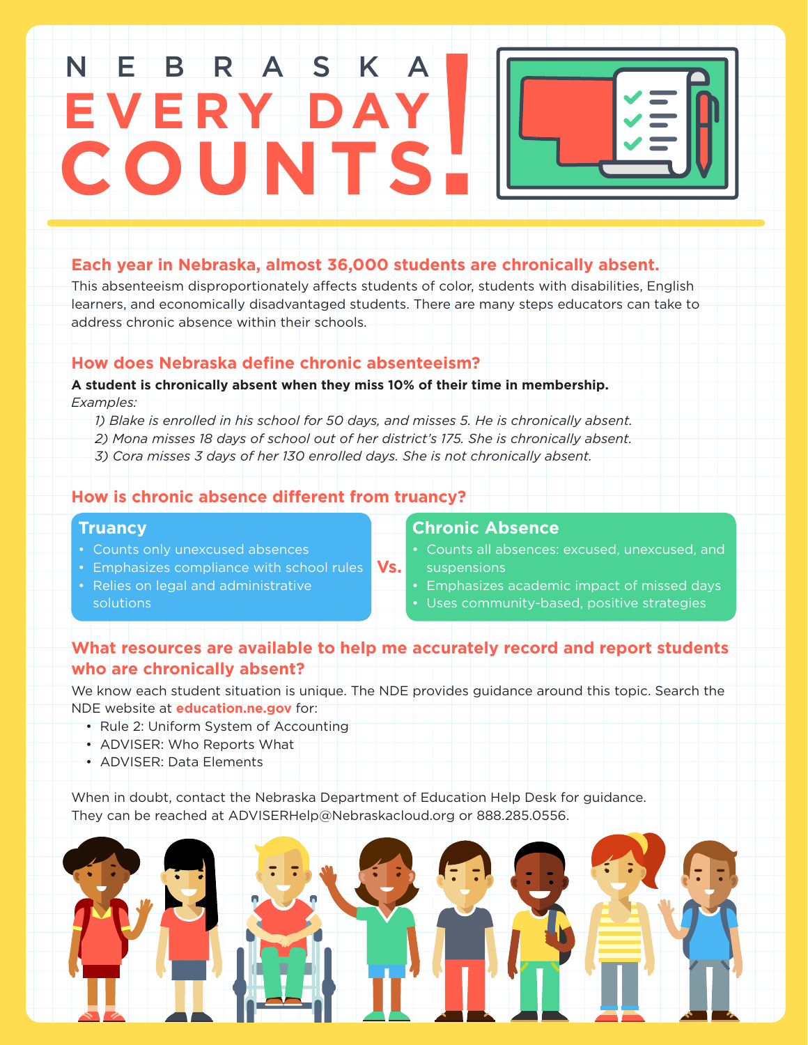# NEBRASKA EVERY DAY COUNTS!

## Each year in Nebraska, almost 36,000 students are chronically absent.

This absenteeism disproportionately affects students of color, students with disabilities, English learners, and economically disadvantaged students. There are many steps educators can take to address chronic absence within their schools.

## How does Nebraska define chronic absenteeism?

**A student is chronically absent when they miss 10% of their time in membership.**

*Examples:*

1) *Blake is enrolled in his school for 50 days, and misses 5. He is chronically absent.*
2) *Mona misses 18 days of school out of her district's 175. She is chronically absent.*
3) *Cora misses 3 days of her 130 enrolled days. She is not chronically absent.*

## How is chronic absence different from truancy?

### Truancy

- Counts only unexcused absences
- Emphasizes compliance with school rules
- Relies on legal and administrative solutions

**Vs.**

### Chronic Absence

- Counts all absences: excused, unexcused, and suspensions
- Emphasizes academic impact of missed days
- Uses community-based, positive strategies

## What resources are available to help me accurately record and report students who are chronically absent?

We know each student situation is unique. The NDE provides guidance around this topic. Search the NDE website at **education.ne.gov** for:

- Rule 2: Uniform System of Accounting
- ADVISER: Who Reports What
- ADVISER: Data Elements

When in doubt, contact the Nebraska Department of Education Help Desk for guidance. They can be reached at ADVISERHelp@Nebraskacloud.org or 888.285.0556.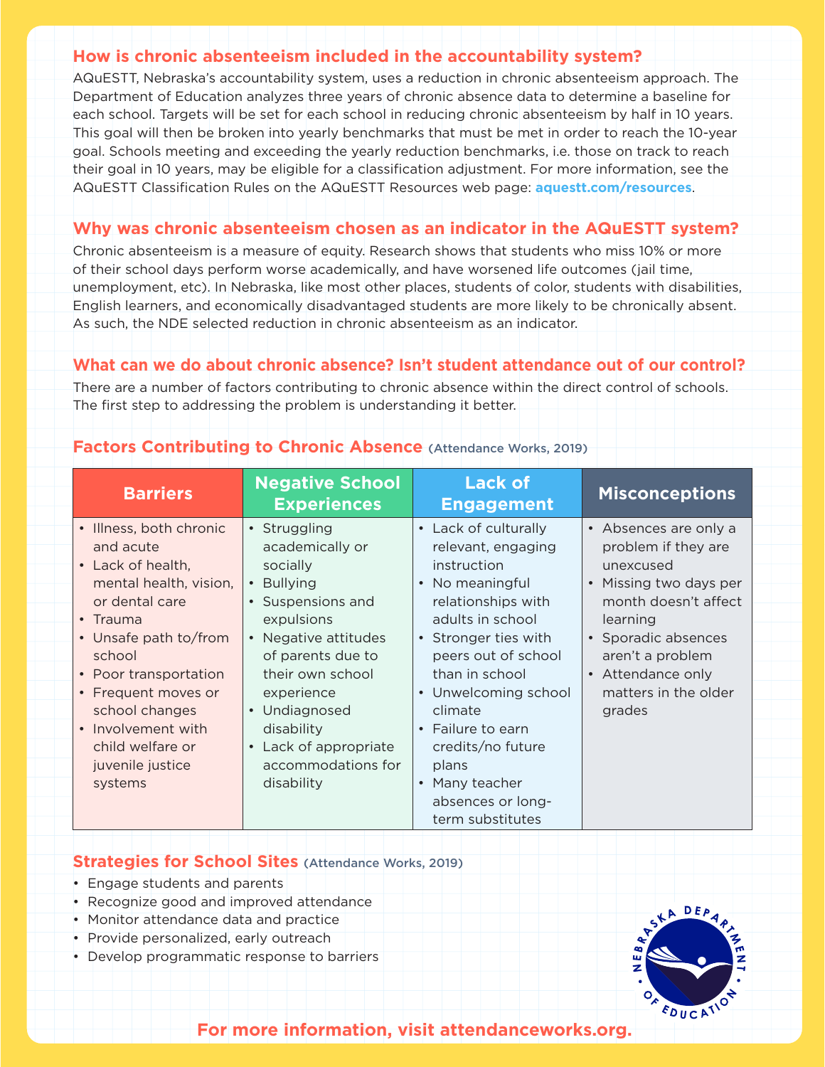## How is chronic absenteeism included in the accountability system?

AQuESTT, Nebraska's accountability system, uses a reduction in chronic absenteeism approach. The Department of Education analyzes three years of chronic absence data to determine a baseline for each school. Targets will be set for each school in reducing chronic absenteeism by half in 10 years. This goal will then be broken into yearly benchmarks that must be met in order to reach the 10-year goal. Schools meeting and exceeding the yearly reduction benchmarks, i.e. those on track to reach their goal in 10 years, may be eligible for a classification adjustment. For more information, see the AQuESTT Classification Rules on the AQuESTT Resources web page: **aquestt.com/resources**.

## Why was chronic absenteeism chosen as an indicator in the AQuESTT system?

Chronic absenteeism is a measure of equity. Research shows that students who miss 10% or more of their school days perform worse academically, and have worsened life outcomes (jail time, unemployment, etc). In Nebraska, like most other places, students of color, students with disabilities, English learners, and economically disadvantaged students are more likely to be chronically absent. As such, the NDE selected reduction in chronic absenteeism as an indicator.

## What can we do about chronic absence? Isn't student attendance out of our control?

There are a number of factors contributing to chronic absence within the direct control of schools. The first step to addressing the problem is understanding it better.

## Factors Contributing to Chronic Absence (Attendance Works, 2019)

| Barriers | Negative School Experiences | Lack of Engagement | Misconceptions |
| --- | --- | --- | --- |
| • Illness, both chronic and acute<br>• Lack of health, mental health, vision, or dental care<br>• Trauma<br>• Unsafe path to/from school<br>• Poor transportation<br>• Frequent moves or school changes<br>• Involvement with child welfare or juvenile justice systems | • Struggling academically or socially<br>• Bullying<br>• Suspensions and expulsions<br>• Negative attitudes of parents due to their own school experience<br>• Undiagnosed disability<br>• Lack of appropriate accommodations for disability | • Lack of culturally relevant, engaging instruction<br>• No meaningful relationships with adults in school<br>• Stronger ties with peers out of school than in school<br>• Unwelcoming school climate<br>• Failure to earn credits/no future plans<br>• Many teacher absences or long-term substitutes | • Absences are only a problem if they are unexcused<br>• Missing two days per month doesn't affect learning<br>• Sporadic absences aren't a problem<br>• Attendance only matters in the older grades |

## Strategies for School Sites (Attendance Works, 2019)

- Engage students and parents
- Recognize good and improved attendance
- Monitor attendance data and practice
- Provide personalized, early outreach
- Develop programmatic response to barriers

NEBRASKA DEPARTMENT OF EDUCATION

**For more information, visit attendanceworks.org.**